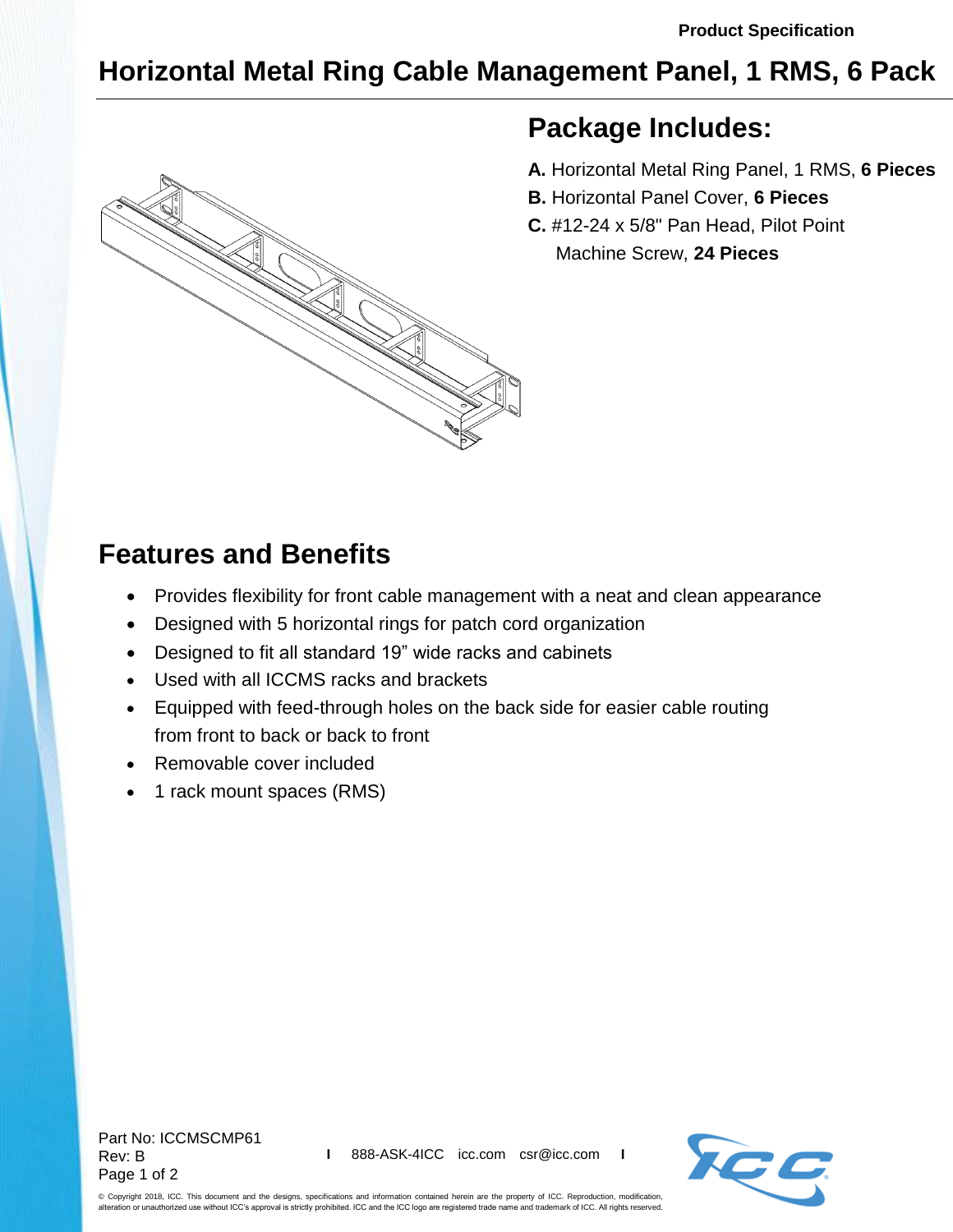Product Specification

# Horizontal Metal Ring Cable Management Panel, 1 RMS, 6 Pack

## Package Includes:

**A.** Horizontal Metal Ring Panel, 1 RMS, **6 Pieces**

**B.** Horizontal Panel Cover, **6 Pieces**

**C.** #12-24 x 5/8" Pan Head, Pilot Point Machine Screw, **24 Pieces**

## Features and Benefits

- Provides flexibility for front cable management with a neat and clean appearance
- Designed with 5 horizontal rings for patch cord organization
- Designed to fit all standard 19" wide racks and cabinets
- Used with all ICCMS racks and brackets
- Equipped with feed-through holes on the back side for easier cable routing from front to back or back to front
- Removable cover included
- 1 rack mount spaces (RMS)

Part No: ICCMSCMP61
Rev: B

888-ASK-4ICC icc.com csr@icc.com

© Copyright 2018, ICC. This document and the designs, specifications and information contained herein are the property of ICC. Reproduction, modification, alteration or unauthorized use without ICC's approval is strictly prohibited. ICC and the ICC logo are registered trade name and trademark of ICC. All rights reserved.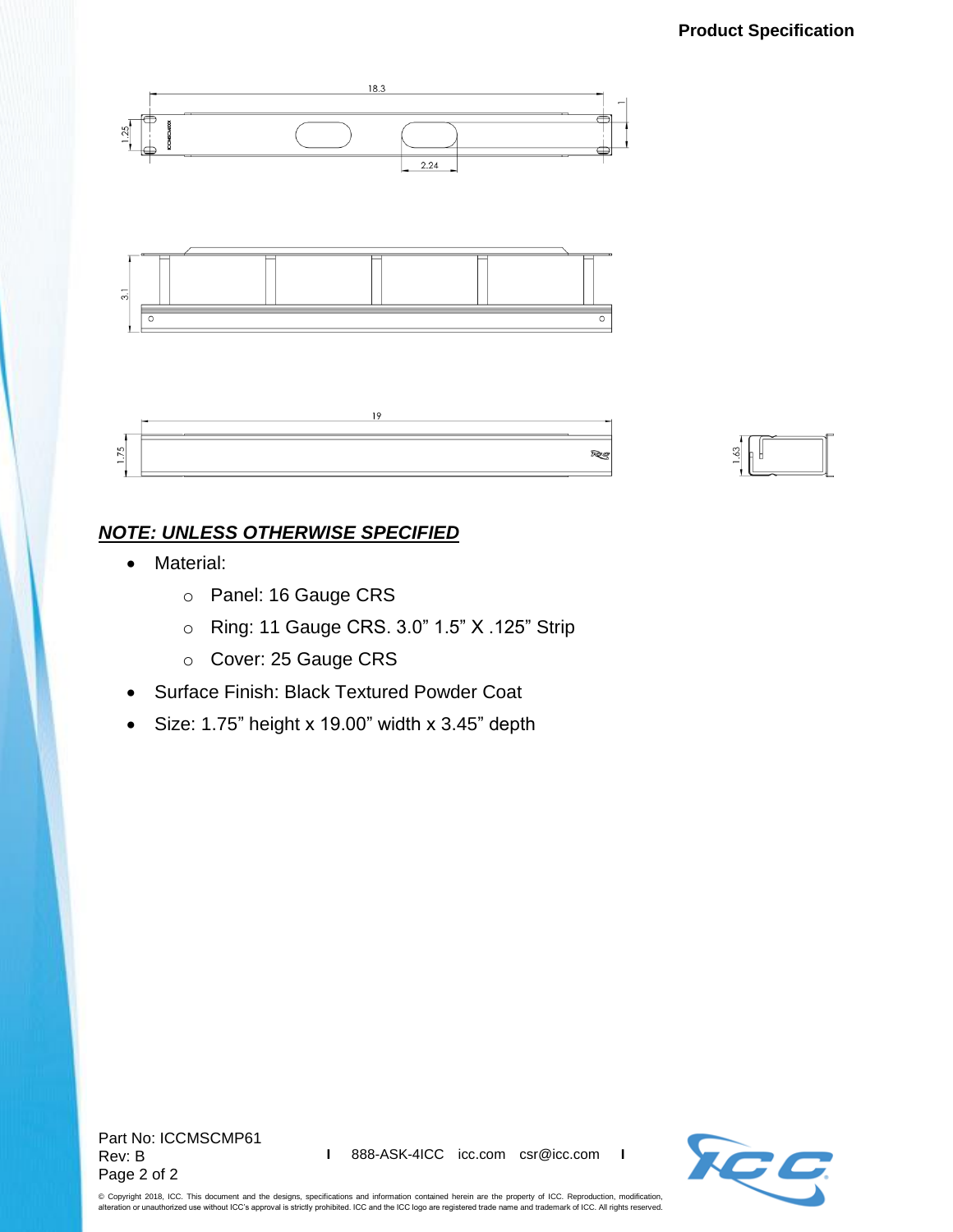18.3

1.25

1

2.24

3.1

19

1.75

1.63

***NOTE: UNLESS OTHERWISE SPECIFIED***

- Material:
  - Panel: 16 Gauge CRS
  - Ring: 11 Gauge CRS. 3.0” 1.5” X .125” Strip
  - Cover: 25 Gauge CRS
- Surface Finish: Black Textured Powder Coat
- Size: 1.75” height x 19.00” width x 3.45” depth

Part No: ICCMSCMP61
Rev: B

888-ASK-4ICC icc.com csr@icc.com

© Copyright 2018, ICC. This document and the designs, specifications and information contained herein are the property of ICC. Reproduction, modification, alteration or unauthorized use without ICC's approval is strictly prohibited. ICC and the ICC logo are registered trade name and trademark of ICC. All rights reserved.